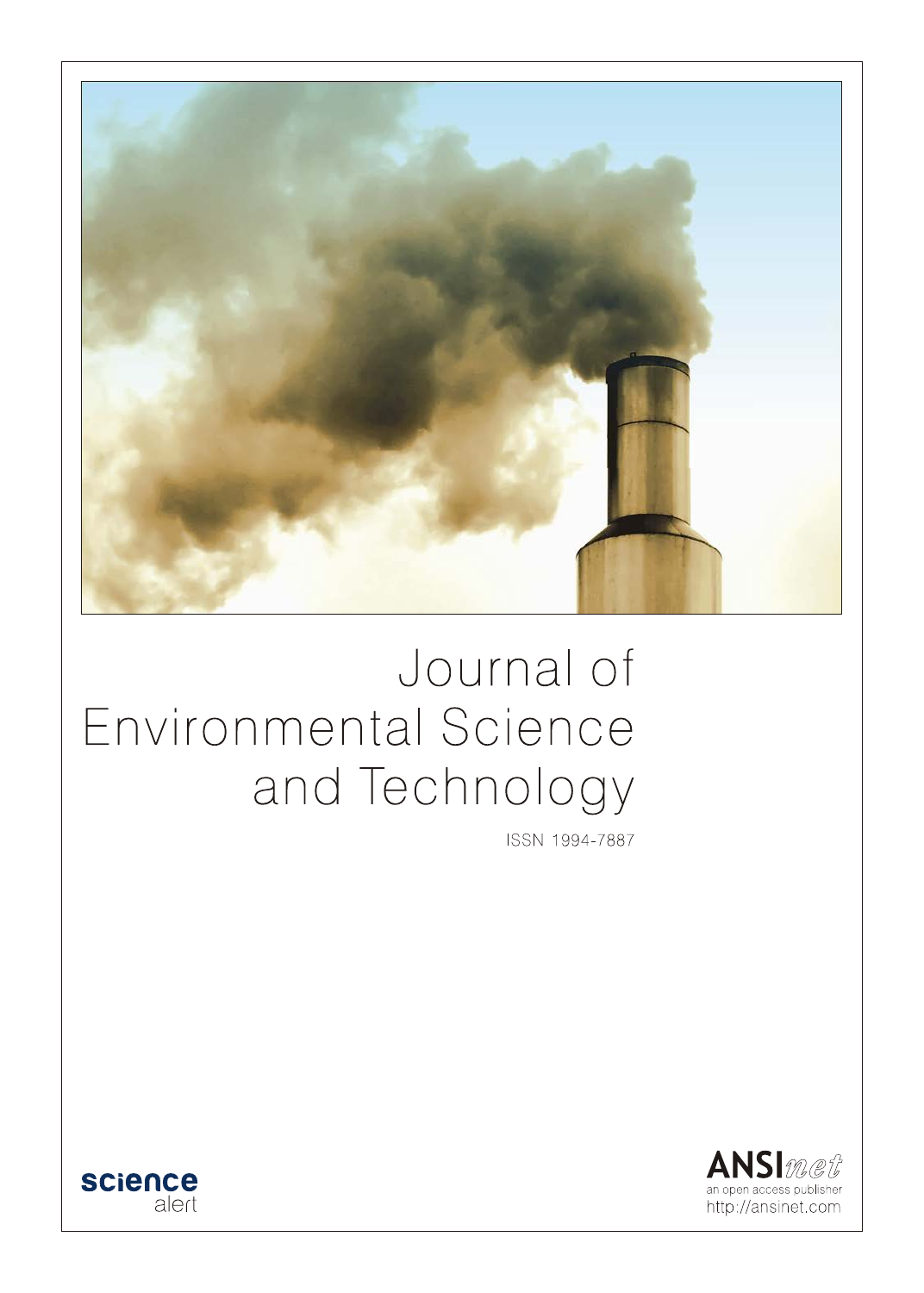# Journal of Environmental Science and Technology

ISSN 1994-7887

science alert

ANSInet
an open access publisher
http://ansinet.com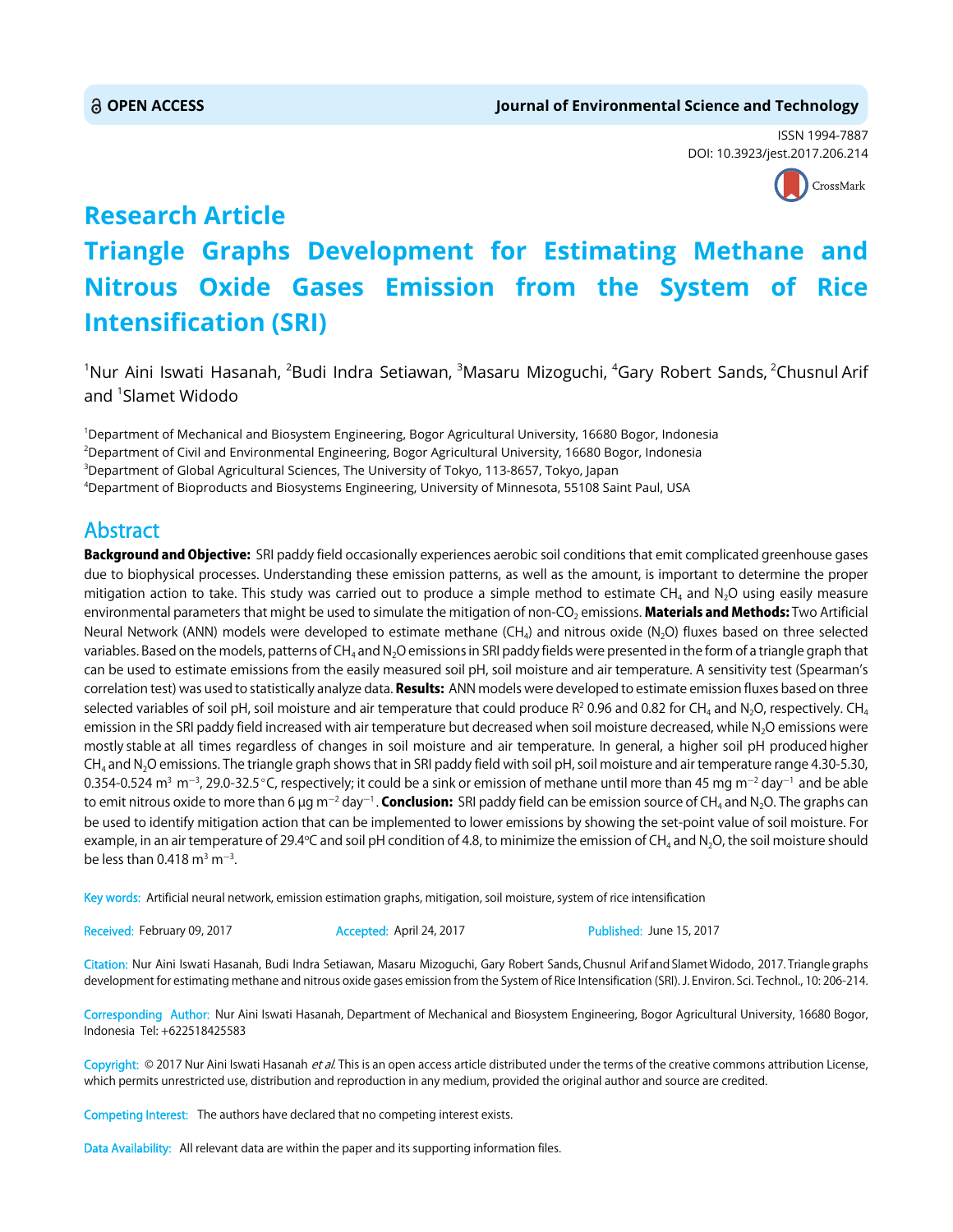OPEN ACCESS

Journal of Environmental Science and Technology

ISSN 1994-7887
DOI: 10.3923/jest.2017.206.214

# Research Article
# Triangle Graphs Development for Estimating Methane and Nitrous Oxide Gases Emission from the System of Rice Intensification (SRI)

[1]Nur Aini Iswati Hasanah, [2]Budi Indra Setiawan, [3]Masaru Mizoguchi, [4]Gary Robert Sands, [2]Chusnul Arif and [1]Slamet Widodo

[1]Department of Mechanical and Biosystem Engineering, Bogor Agricultural University, 16680 Bogor, Indonesia
[2]Department of Civil and Environmental Engineering, Bogor Agricultural University, 16680 Bogor, Indonesia
[3]Department of Global Agricultural Sciences, The University of Tokyo, 113-8657, Tokyo, Japan
[4]Department of Bioproducts and Biosystems Engineering, University of Minnesota, 55108 Saint Paul, USA

## Abstract

**Background and Objective:** SRI paddy field occasionally experiences aerobic soil conditions that emit complicated greenhouse gases due to biophysical processes. Understanding these emission patterns, as well as the amount, is important to determine the proper mitigation action to take. This study was carried out to produce a simple method to estimate $CH_4$ and $N_2O$ using easily measure environmental parameters that might be used to simulate the mitigation of non-$CO_2$ emissions. **Materials and Methods:** Two Artificial Neural Network (ANN) models were developed to estimate methane ($CH_4$) and nitrous oxide ($N_2O$) fluxes based on three selected variables. Based on the models, patterns of $CH_4$ and $N_2O$ emissions in SRI paddy fields were presented in the form of a triangle graph that can be used to estimate emissions from the easily measured soil pH, soil moisture and air temperature. A sensitivity test (Spearman's correlation test) was used to statistically analyze data. **Results:** ANN models were developed to estimate emission fluxes based on three selected variables of soil pH, soil moisture and air temperature that could produce $R^2$ 0.96 and 0.82 for $CH_4$ and $N_2O$, respectively. $CH_4$ emission in the SRI paddy field increased with air temperature but decreased when soil moisture decreased, while $N_2O$ emissions were mostly stable at all times regardless of changes in soil moisture and air temperature. In general, a higher soil pH produced higher $CH_4$ and $N_2O$ emissions. The triangle graph shows that in SRI paddy field with soil pH, soil moisture and air temperature range 4.30-5.30, 0.354-0.524 $m^3$ $m^{-3}$, 29.0-32.5°C, respectively; it could be a sink or emission of methane until more than 45 mg $m^{-2}$ $day^{-1}$ and be able to emit nitrous oxide to more than 6 µg $m^{-2}$ $day^{-1}$. **Conclusion:** SRI paddy field can be emission source of $CH_4$ and $N_2O$. The graphs can be used to identify mitigation action that can be implemented to lower emissions by showing the set-point value of soil moisture. For example, in an air temperature of 29.4°C and soil pH condition of 4.8, to minimize the emission of $CH_4$ and $N_2O$, the soil moisture should be less than 0.418 $m^3$ $m^{-3}$.

Key words: Artificial neural network, emission estimation graphs, mitigation, soil moisture, system of rice intensification

Received: February 09, 2017 Accepted: April 24, 2017 Published: June 15, 2017

Citation: Nur Aini Iswati Hasanah, Budi Indra Setiawan, Masaru Mizoguchi, Gary Robert Sands, Chusnul Arif and Slamet Widodo, 2017. Triangle graphs development for estimating methane and nitrous oxide gases emission from the System of Rice Intensification (SRI). J. Environ. Sci. Technol., 10: 206-214.

Corresponding Author: Nur Aini Iswati Hasanah, Department of Mechanical and Biosystem Engineering, Bogor Agricultural University, 16680 Bogor, Indonesia Tel: +622518425583

Copyright: © 2017 Nur Aini Iswati Hasanah *et al.* This is an open access article distributed under the terms of the creative commons attribution License, which permits unrestricted use, distribution and reproduction in any medium, provided the original author and source are credited.

Competing Interest: The authors have declared that no competing interest exists.

Data Availability: All relevant data are within the paper and its supporting information files.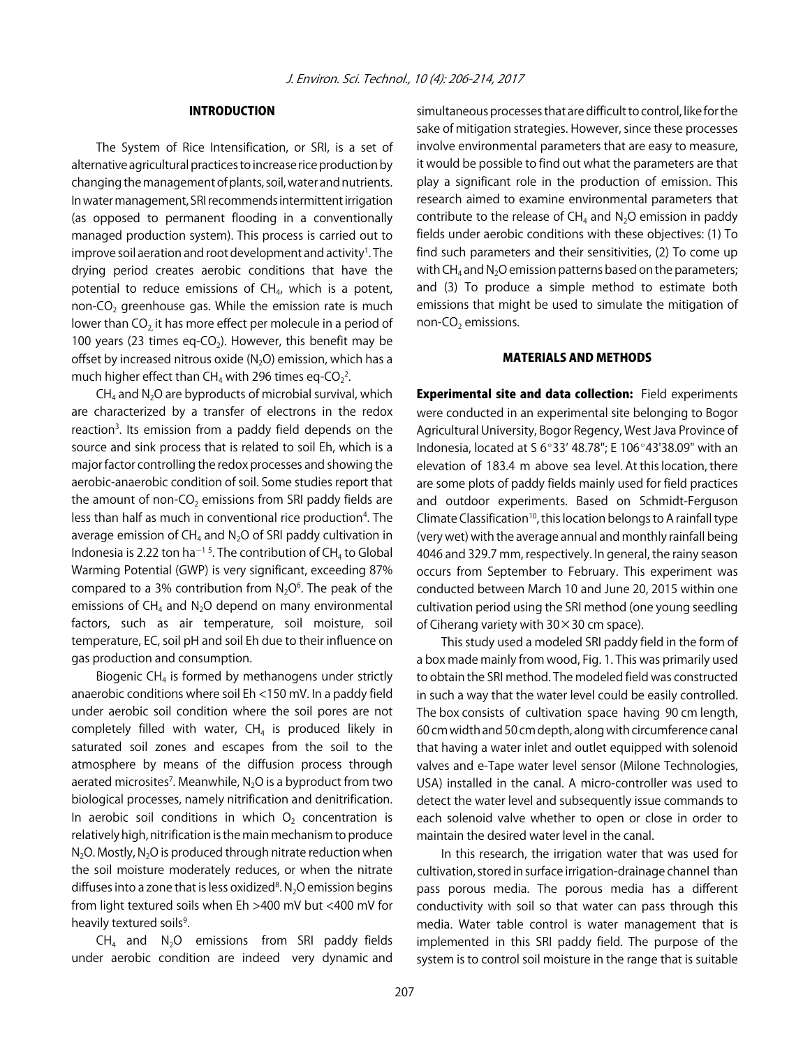## INTRODUCTION

The System of Rice Intensification, or SRI, is a set of alternative agricultural practices to increase rice production by changing the management of plants, soil, water and nutrients. In water management, SRI recommends intermittent irrigation (as opposed to permanent flooding in a conventionally managed production system). This process is carried out to improve soil aeration and root development and activity[1]. The drying period creates aerobic conditions that have the potential to reduce emissions of $CH_4$, which is a potent, non-$CO_2$ greenhouse gas. While the emission rate is much lower than $CO_2$ it has more effect per molecule in a period of 100 years (23 times eq-$CO_2$). However, this benefit may be offset by increased nitrous oxide ($N_2O$) emission, which has a much higher effect than $CH_4$ with 296 times eq-$CO_2$[2].

$CH_4$ and $N_2O$ are byproducts of microbial survival, which are characterized by a transfer of electrons in the redox reaction[3]. Its emission from a paddy field depends on the source and sink process that is related to soil Eh, which is a major factor controlling the redox processes and showing the aerobic-anaerobic condition of soil. Some studies report that the amount of non-$CO_2$ emissions from SRI paddy fields are less than half as much in conventional rice production[4]. The average emission of $CH_4$ and $N_2O$ of SRI paddy cultivation in Indonesia is 2.22 ton $ha^{-1}$ [5]. The contribution of $CH_4$ to Global Warming Potential (GWP) is very significant, exceeding 87% compared to a 3% contribution from $N_2O$[6]. The peak of the emissions of $CH_4$ and $N_2O$ depend on many environmental factors, such as air temperature, soil moisture, soil temperature, EC, soil pH and soil Eh due to their influence on gas production and consumption.

Biogenic $CH_4$ is formed by methanogens under strictly anaerobic conditions where soil Eh <150 mV. In a paddy field under aerobic soil condition where the soil pores are not completely filled with water, $CH_4$ is produced likely in saturated soil zones and escapes from the soil to the atmosphere by means of the diffusion process through aerated microsites[7]. Meanwhile, $N_2O$ is a byproduct from two biological processes, namely nitrification and denitrification. In aerobic soil conditions in which $O_2$ concentration is relatively high, nitrification is the main mechanism to produce $N_2O$. Mostly, $N_2O$ is produced through nitrate reduction when the soil moisture moderately reduces, or when the nitrate diffuses into a zone that is less oxidized[8]. $N_2O$ emission begins from light textured soils when Eh >400 mV but <400 mV for heavily textured soils[9].

$CH_4$ and $N_2O$ emissions from SRI paddy fields under aerobic condition are indeed very dynamic and simultaneous processes that are difficult to control, like for the sake of mitigation strategies. However, since these processes involve environmental parameters that are easy to measure, it would be possible to find out what the parameters are that play a significant role in the production of emission. This research aimed to examine environmental parameters that contribute to the release of $CH_4$ and $N_2O$ emission in paddy fields under aerobic conditions with these objectives: (1) To find such parameters and their sensitivities, (2) To come up with $CH_4$ and $N_2O$ emission patterns based on the parameters; and (3) To produce a simple method to estimate both emissions that might be used to simulate the mitigation of non-$CO_2$ emissions.

## MATERIALS AND METHODS

**Experimental site and data collection:** Field experiments were conducted in an experimental site belonging to Bogor Agricultural University, Bogor Regency, West Java Province of Indonesia, located at S 6°33' 48.78"; E 106°43'38.09" with an elevation of 183.4 m above sea level. At this location, there are some plots of paddy fields mainly used for field practices and outdoor experiments. Based on Schmidt-Ferguson Climate Classification[10], this location belongs to A rainfall type (very wet) with the average annual and monthly rainfall being 4046 and 329.7 mm, respectively. In general, the rainy season occurs from September to February. This experiment was conducted between March 10 and June 20, 2015 within one cultivation period using the SRI method (one young seedling of Ciherang variety with 30×30 cm space).

This study used a modeled SRI paddy field in the form of a box made mainly from wood, Fig. 1. This was primarily used to obtain the SRI method. The modeled field was constructed in such a way that the water level could be easily controlled. The box consists of cultivation space having 90 cm length, 60 cm width and 50 cm depth, along with circumference canal that having a water inlet and outlet equipped with solenoid valves and e-Tape water level sensor (Milone Technologies, USA) installed in the canal. A micro-controller was used to detect the water level and subsequently issue commands to each solenoid valve whether to open or close in order to maintain the desired water level in the canal.

In this research, the irrigation water that was used for cultivation, stored in surface irrigation-drainage channel than pass porous media. The porous media has a different conductivity with soil so that water can pass through this media. Water table control is water management that is implemented in this SRI paddy field. The purpose of the system is to control soil moisture in the range that is suitable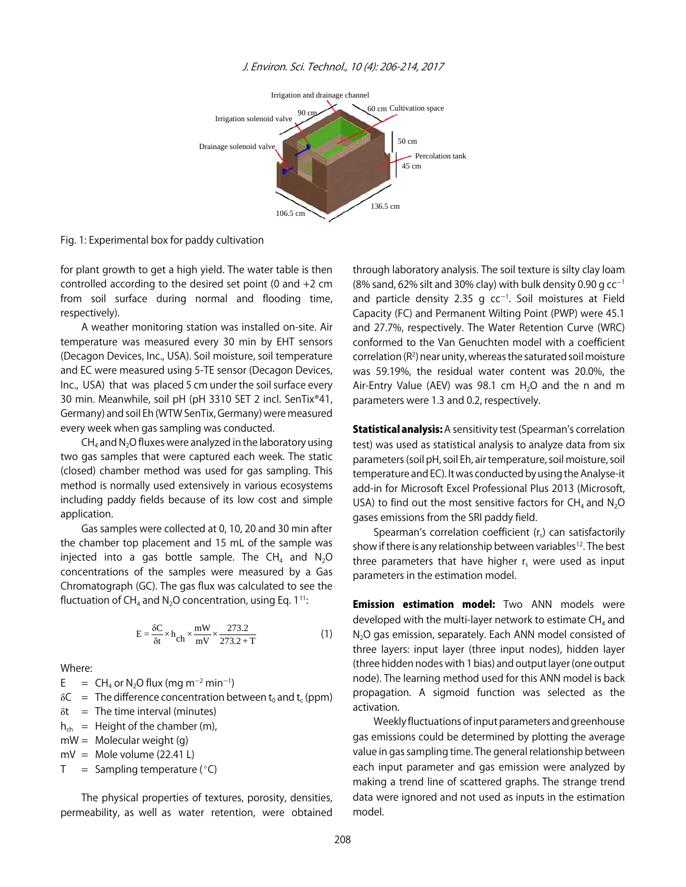Fig. 1: Experimental box for paddy cultivation

for plant growth to get a high yield. The water table is then controlled according to the desired set point (0 and +2 cm from soil surface during normal and flooding time, respectively).

A weather monitoring station was installed on-site. Air temperature was measured every 30 min by EHT sensors (Decagon Devices, Inc., USA). Soil moisture, soil temperature and EC were measured using 5-TE sensor (Decagon Devices, Inc., USA) that was placed 5 cm under the soil surface every 30 min. Meanwhile, soil pH (pH 3310 SET 2 incl. SenTix®41, Germany) and soil Eh (WTW SenTix, Germany) were measured every week when gas sampling was conducted.

$CH_4$ and $N_2O$ fluxes were analyzed in the laboratory using two gas samples that were captured each week. The static (closed) chamber method was used for gas sampling. This method is normally used extensively in various ecosystems including paddy fields because of its low cost and simple application.

Gas samples were collected at 0, 10, 20 and 30 min after the chamber top placement and 15 mL of the sample was injected into a gas bottle sample. The $CH_4$ and $N_2O$ concentrations of the samples were measured by a Gas Chromatograph (GC). The gas flux was calculated to see the fluctuation of $CH_4$ and $N_2O$ concentration, using Eq. 1[11]:

$$E = \frac{\delta C}{\delta t} \times h_{ch} \times \frac{mW}{mV} \times \frac{273.2}{273.2 + T} \qquad (1)$$

Where:

- $E$ = $CH_4$ or $N_2O$ flux (mg m$^{-2}$ min$^{-1}$)
- $\delta C$ = The difference concentration between $t_0$ and $t_c$ (ppm)
- $\delta t$ = The time interval (minutes)
- $h_{ch}$ = Height of the chamber (m),
- mW = Molecular weight (g)
- mV = Mole volume (22.41 L)
- T = Sampling temperature (°C)

The physical properties of textures, porosity, densities, permeability, as well as water retention, were obtained through laboratory analysis. The soil texture is silty clay loam (8% sand, 62% silt and 30% clay) with bulk density 0.90 g cc$^{-1}$ and particle density 2.35 g cc$^{-1}$. Soil moistures at Field Capacity (FC) and Permanent Wilting Point (PWP) were 45.1 and 27.7%, respectively. The Water Retention Curve (WRC) conformed to the Van Genuchten model with a coefficient correlation ($R^2$) near unity, whereas the saturated soil moisture was 59.19%, the residual water content was 20.0%, the Air-Entry Value (AEV) was 98.1 cm $H_2O$ and the n and m parameters were 1.3 and 0.2, respectively.

**Statistical analysis:** A sensitivity test (Spearman's correlation test) was used as statistical analysis to analyze data from six parameters (soil pH, soil Eh, air temperature, soil moisture, soil temperature and EC). It was conducted by using the Analyse-it add-in for Microsoft Excel Professional Plus 2013 (Microsoft, USA) to find out the most sensitive factors for $CH_4$ and $N_2O$ gases emissions from the SRI paddy field.

Spearman's correlation coefficient ($r_s$) can satisfactorily show if there is any relationship between variables[12]. The best three parameters that have higher $r_s$ were used as input parameters in the estimation model.

**Emission estimation model:** Two ANN models were developed with the multi-layer network to estimate $CH_4$ and $N_2O$ gas emission, separately. Each ANN model consisted of three layers: input layer (three input nodes), hidden layer (three hidden nodes with 1 bias) and output layer (one output node). The learning method used for this ANN model is back propagation. A sigmoid function was selected as the activation.

Weekly fluctuations of input parameters and greenhouse gas emissions could be determined by plotting the average value in gas sampling time. The general relationship between each input parameter and gas emission were analyzed by making a trend line of scattered graphs. The strange trend data were ignored and not used as inputs in the estimation model.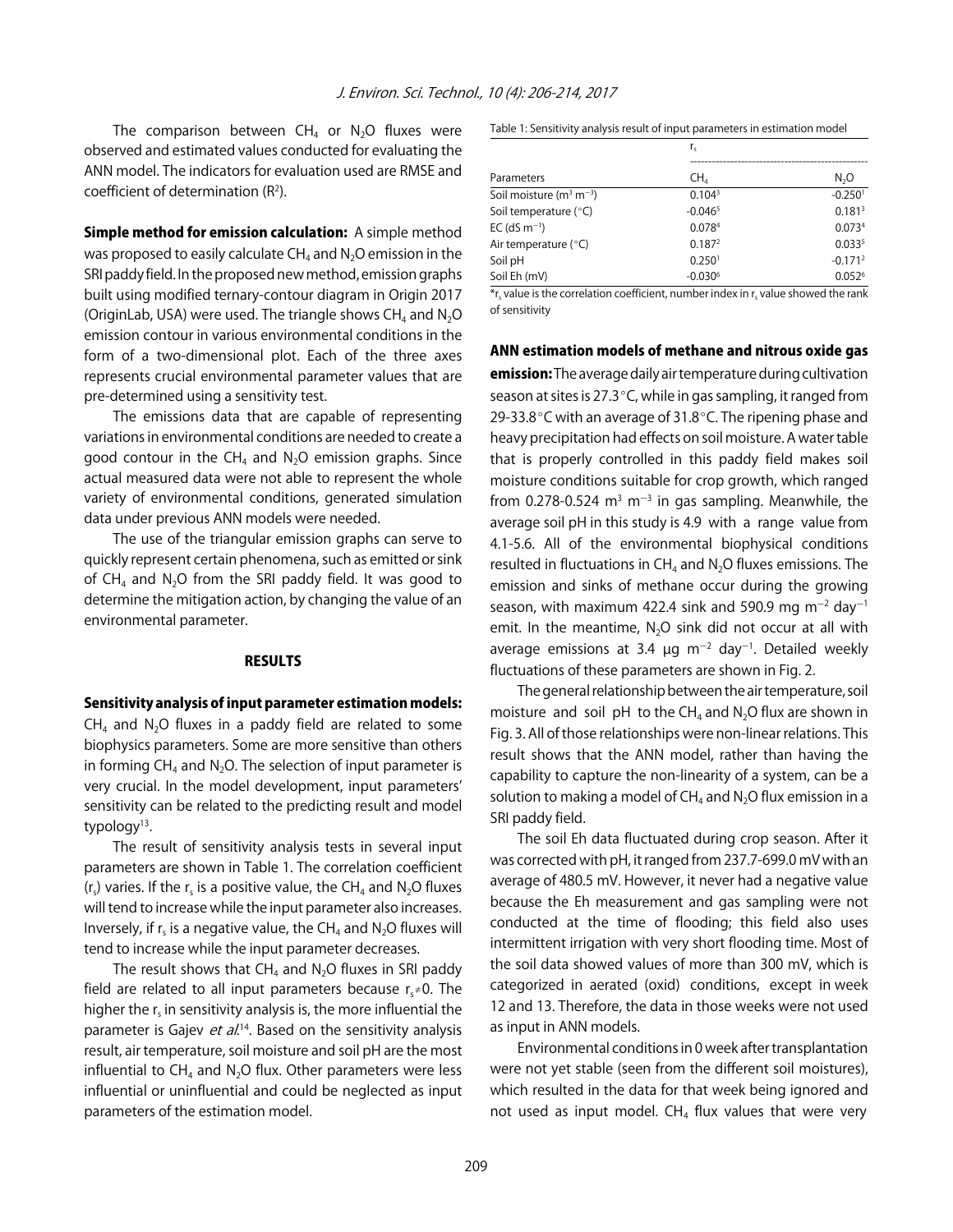The comparison between $CH_4$ or $N_2O$ fluxes were observed and estimated values conducted for evaluating the ANN model. The indicators for evaluation used are RMSE and coefficient of determination ($R^2$).

**Simple method for emission calculation:** A simple method was proposed to easily calculate $CH_4$ and $N_2O$ emission in the SRI paddy field. In the proposed new method, emission graphs built using modified ternary-contour diagram in Origin 2017 (OriginLab, USA) were used. The triangle shows $CH_4$ and $N_2O$ emission contour in various environmental conditions in the form of a two-dimensional plot. Each of the three axes represents crucial environmental parameter values that are pre-determined using a sensitivity test.

The emissions data that are capable of representing variations in environmental conditions are needed to create a good contour in the $CH_4$ and $N_2O$ emission graphs. Since actual measured data were not able to represent the whole variety of environmental conditions, generated simulation data under previous ANN models were needed.

The use of the triangular emission graphs can serve to quickly represent certain phenomena, such as emitted or sink of $CH_4$ and $N_2O$ from the SRI paddy field. It was good to determine the mitigation action, by changing the value of an environmental parameter.

## RESULTS

**Sensitivity analysis of input parameter estimation models:** $CH_4$ and $N_2O$ fluxes in a paddy field are related to some biophysics parameters. Some are more sensitive than others in forming $CH_4$ and $N_2O$. The selection of input parameter is very crucial. In the model development, input parameters' sensitivity can be related to the predicting result and model typology[13].

The result of sensitivity analysis tests in several input parameters are shown in Table 1. The correlation coefficient ($r_s$) varies. If the $r_s$ is a positive value, the $CH_4$ and $N_2O$ fluxes will tend to increase while the input parameter also increases. Inversely, if $r_s$ is a negative value, the $CH_4$ and $N_2O$ fluxes will tend to increase while the input parameter decreases.

The result shows that $CH_4$ and $N_2O$ fluxes in SRI paddy field are related to all input parameters because $r_s \neq 0$. The higher the $r_s$ in sensitivity analysis is, the more influential the parameter is Gajev *et al.*[14]. Based on the sensitivity analysis result, air temperature, soil moisture and soil pH are the most influential to $CH_4$ and $N_2O$ flux. Other parameters were less influential or uninfluential and could be neglected as input parameters of the estimation model.

Table 1: Sensitivity analysis result of input parameters in estimation model

| | $r_s$ | |
|---|---|---|
| Parameters | $CH_4$ | $N_2O$ |
| Soil moisture ($m^3$ $m^{-3}$) | 0.104[3] | -0.250[1] |
| Soil temperature (°C) | -0.046[5] | 0.181[3] |
| EC (dS $m^{-1}$) | 0.078[4] | 0.073[4] |
| Air temperature (°C) | 0.187[2] | 0.033[5] |
| Soil pH | 0.250[1] | -0.171[2] |
| Soil Eh (mV) | -0.030[6] | 0.052[6] |

*$r_s$ value is the correlation coefficient, number index in $r_s$ value showed the rank of sensitivity

**ANN estimation models of methane and nitrous oxide gas emission:** The average daily air temperature during cultivation season at sites is 27.3°C, while in gas sampling, it ranged from 29-33.8°C with an average of 31.8°C. The ripening phase and heavy precipitation had effects on soil moisture. A water table that is properly controlled in this paddy field makes soil moisture conditions suitable for crop growth, which ranged from 0.278-0.524 $m^3$ $m^{-3}$ in gas sampling. Meanwhile, the average soil pH in this study is 4.9 with a range value from 4.1-5.6. All of the environmental biophysical conditions resulted in fluctuations in $CH_4$ and $N_2O$ fluxes emissions. The emission and sinks of methane occur during the growing season, with maximum 422.4 sink and 590.9 mg $m^{-2}$ $day^{-1}$ emit. In the meantime, $N_2O$ sink did not occur at all with average emissions at 3.4 μg $m^{-2}$ $day^{-1}$. Detailed weekly fluctuations of these parameters are shown in Fig. 2.

The general relationship between the air temperature, soil moisture and soil pH to the $CH_4$ and $N_2O$ flux are shown in Fig. 3. All of those relationships were non-linear relations. This result shows that the ANN model, rather than having the capability to capture the non-linearity of a system, can be a solution to making a model of $CH_4$ and $N_2O$ flux emission in a SRI paddy field.

The soil Eh data fluctuated during crop season. After it was corrected with pH, it ranged from 237.7-699.0 mV with an average of 480.5 mV. However, it never had a negative value because the Eh measurement and gas sampling were not conducted at the time of flooding; this field also uses intermittent irrigation with very short flooding time. Most of the soil data showed values of more than 300 mV, which is categorized in aerated (oxid) conditions, except in week 12 and 13. Therefore, the data in those weeks were not used as input in ANN models.

Environmental conditions in 0 week after transplantation were not yet stable (seen from the different soil moistures), which resulted in the data for that week being ignored and not used as input model. $CH_4$ flux values that were very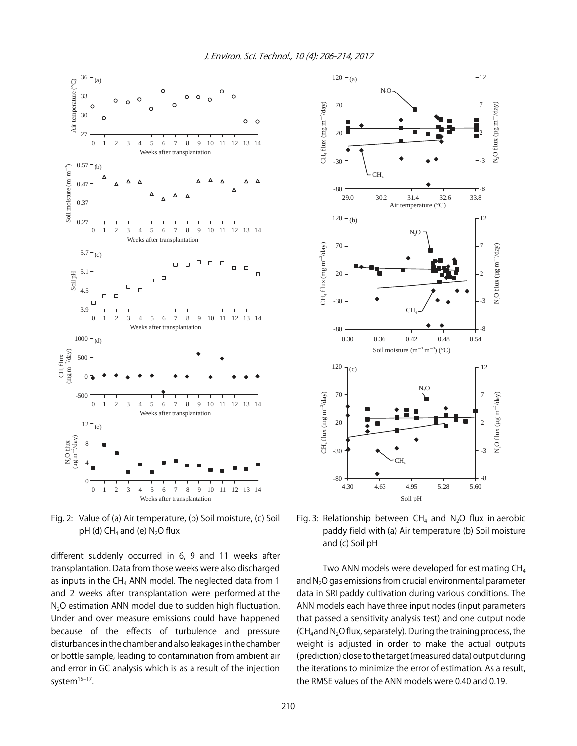Fig. 2: Value of (a) Air temperature, (b) Soil moisture, (c) Soil pH (d) $CH_4$ and (e) $N_2O$ flux

different suddenly occurred in 6, 9 and 11 weeks after transplantation. Data from those weeks were also discharged as inputs in the $CH_4$ ANN model. The neglected data from 1 and 2 weeks after transplantation were performed at the $N_2O$ estimation ANN model due to sudden high fluctuation. Under and over measure emissions could have happened because of the effects of turbulence and pressure disturbances in the chamber and also leakages in the chamber or bottle sample, leading to contamination from ambient air and error in GC analysis which is as a result of the injection system[15–17].

Fig. 3: Relationship between $CH_4$ and $N_2O$ flux in aerobic paddy field with (a) Air temperature (b) Soil moisture and (c) Soil pH

Two ANN models were developed for estimating $CH_4$ and $N_2O$ gas emissions from crucial environmental parameter data in SRI paddy cultivation during various conditions. The ANN models each have three input nodes (input parameters that passed a sensitivity analysis test) and one output node ($CH_4$ and $N_2O$ flux, separately). During the training process, the weight is adjusted in order to make the actual outputs (prediction) close to the target (measured data) output during the iterations to minimize the error of estimation. As a result, the RMSE values of the ANN models were 0.40 and 0.19.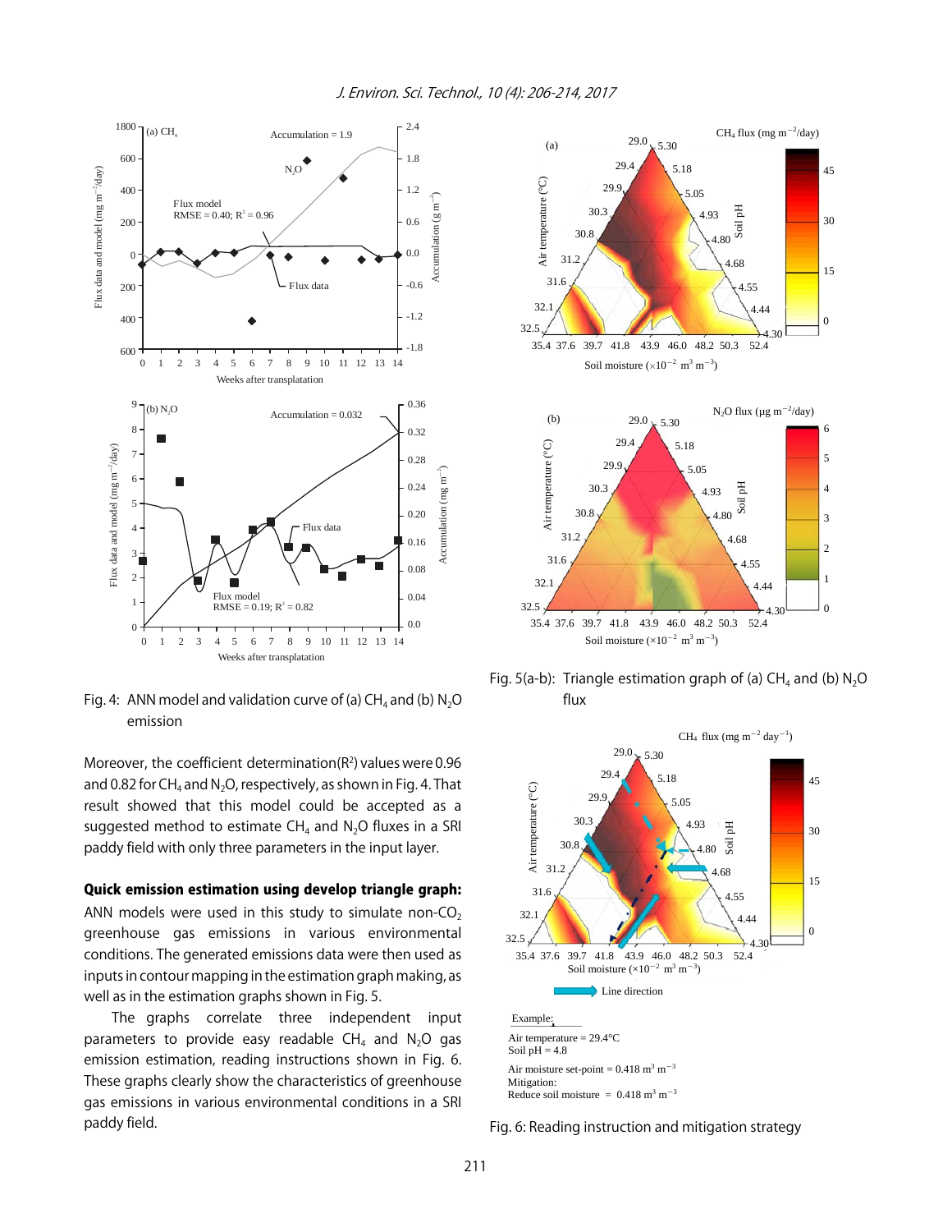Fig. 4: ANN model and validation curve of (a) $CH_4$ and (b) $N_2O$ emission

Fig. 5(a-b): Triangle estimation graph of (a) $CH_4$ and (b) $N_2O$ flux

Moreover, the coefficient determination($R^2$) values were 0.96 and 0.82 for $CH_4$ and $N_2O$, respectively, as shown in Fig. 4. That result showed that this model could be accepted as a suggested method to estimate $CH_4$ and $N_2O$ fluxes in a SRI paddy field with only three parameters in the input layer.

**Quick emission estimation using develop triangle graph:** ANN models were used in this study to simulate non-$CO_2$ greenhouse gas emissions in various environmental conditions. The generated emissions data were then used as inputs in contour mapping in the estimation graph making, as well as in the estimation graphs shown in Fig. 5.

The graphs correlate three independent input parameters to provide easy readable $CH_4$ and $N_2O$ gas emission estimation, reading instructions shown in Fig. 6. These graphs clearly show the characteristics of greenhouse gas emissions in various environmental conditions in a SRI paddy field.

Fig. 6: Reading instruction and mitigation strategy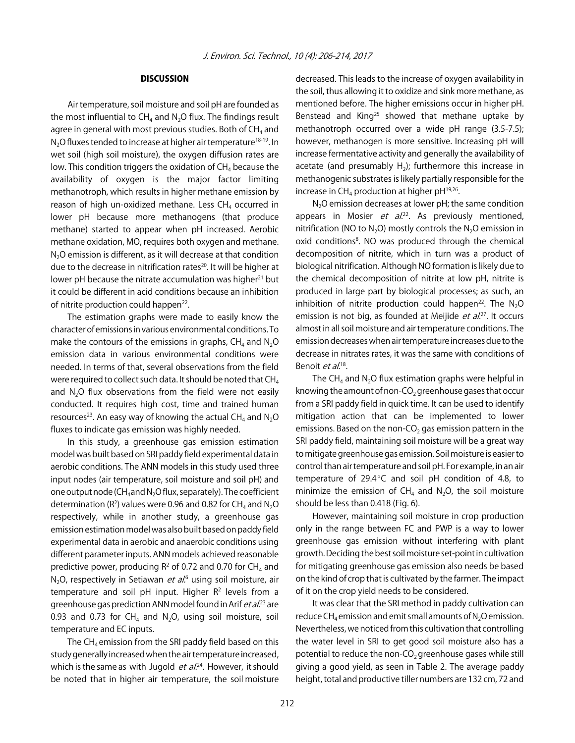## DISCUSSION

Air temperature, soil moisture and soil pH are founded as the most influential to $CH_4$ and $N_2O$ flux. The findings result agree in general with most previous studies. Both of $CH_4$ and $N_2O$ fluxes tended to increase at higher air temperature[18-19]. In wet soil (high soil moisture), the oxygen diffusion rates are low. This condition triggers the oxidation of $CH_4$ because the availability of oxygen is the major factor limiting methanotroph, which results in higher methane emission by reason of high un-oxidized methane. Less $CH_4$ occurred in lower pH because more methanogens (that produce methane) started to appear when pH increased. Aerobic methane oxidation, MO, requires both oxygen and methane. $N_2O$ emission is different, as it will decrease at that condition due to the decrease in nitrification rates[20]. It will be higher at lower pH because the nitrate accumulation was higher[21] but it could be different in acid conditions because an inhibition of nitrite production could happen[22].

The estimation graphs were made to easily know the character of emissions in various environmental conditions. To make the contours of the emissions in graphs, $CH_4$ and $N_2O$ emission data in various environmental conditions were needed. In terms of that, several observations from the field were required to collect such data. It should be noted that $CH_4$ and $N_2O$ flux observations from the field were not easily conducted. It requires high cost, time and trained human resources[23]. An easy way of knowing the actual $CH_4$ and $N_2O$ fluxes to indicate gas emission was highly needed.

In this study, a greenhouse gas emission estimation model was built based on SRI paddy field experimental data in aerobic conditions. The ANN models in this study used three input nodes (air temperature, soil moisture and soil pH) and one output node ($CH_4$ and $N_2O$ flux, separately). The coefficient determination ($R^2$) values were 0.96 and 0.82 for $CH_4$ and $N_2O$ respectively, while in another study, a greenhouse gas emission estimation model was also built based on paddy field experimental data in aerobic and anaerobic conditions using different parameter inputs. ANN models achieved reasonable predictive power, producing $R^2$ of 0.72 and 0.70 for $CH_4$ and $N_2O$, respectively in Setiawan *et al.*[6] using soil moisture, air temperature and soil pH input. Higher $R^2$ levels from a greenhouse gas prediction ANN model found in Arif *et al.*[23] are 0.93 and 0.73 for $CH_4$ and $N_2O$, using soil moisture, soil temperature and EC inputs.

The $CH_4$ emission from the SRI paddy field based on this study generally increased when the air temperature increased, which is the same as with Jugold *et al.*[24]. However, it should be noted that in higher air temperature, the soil moisture decreased. This leads to the increase of oxygen availability in the soil, thus allowing it to oxidize and sink more methane, as mentioned before. The higher emissions occur in higher pH. Benstead and King[25] showed that methane uptake by methanotroph occurred over a wide pH range (3.5-7.5); however, methanogen is more sensitive. Increasing pH will increase fermentative activity and generally the availability of acetate (and presumably $H_2$); furthermore this increase in methanogenic substrates is likely partially responsible for the increase in $CH_4$ production at higher pH[19,26].

$N_2O$ emission decreases at lower pH; the same condition appears in Mosier *et al.*[22]. As previously mentioned, nitrification (NO to $N_2O$) mostly controls the $N_2O$ emission in oxid conditions[8]. NO was produced through the chemical decomposition of nitrite, which in turn was a product of biological nitrification. Although NO formation is likely due to the chemical decomposition of nitrite at low pH, nitrite is produced in large part by biological processes; as such, an inhibition of nitrite production could happen[22]. The $N_2O$ emission is not big, as founded at Meijide *et al.*[27]. It occurs almost in all soil moisture and air temperature conditions. The emission decreases when air temperature increases due to the decrease in nitrates rates, it was the same with conditions of Benoit *et al.*[18].

The $CH_4$ and $N_2O$ flux estimation graphs were helpful in knowing the amount of non-$CO_2$ greenhouse gases that occur from a SRI paddy field in quick time. It can be used to identify mitigation action that can be implemented to lower emissions. Based on the non-$CO_2$ gas emission pattern in the SRI paddy field, maintaining soil moisture will be a great way to mitigate greenhouse gas emission. Soil moisture is easier to control than air temperature and soil pH. For example, in an air temperature of 29.4°C and soil pH condition of 4.8, to minimize the emission of $CH_4$ and $N_2O$, the soil moisture should be less than 0.418 (Fig. 6).

However, maintaining soil moisture in crop production only in the range between FC and PWP is a way to lower greenhouse gas emission without interfering with plant growth. Deciding the best soil moisture set-point in cultivation for mitigating greenhouse gas emission also needs be based on the kind of crop that is cultivated by the farmer. The impact of it on the crop yield needs to be considered.

It was clear that the SRI method in paddy cultivation can reduce $CH_4$ emission and emit small amounts of $N_2O$ emission. Nevertheless, we noticed from this cultivation that controlling the water level in SRI to get good soil moisture also has a potential to reduce the non-$CO_2$ greenhouse gases while still giving a good yield, as seen in Table 2. The average paddy height, total and productive tiller numbers are 132 cm, 72 and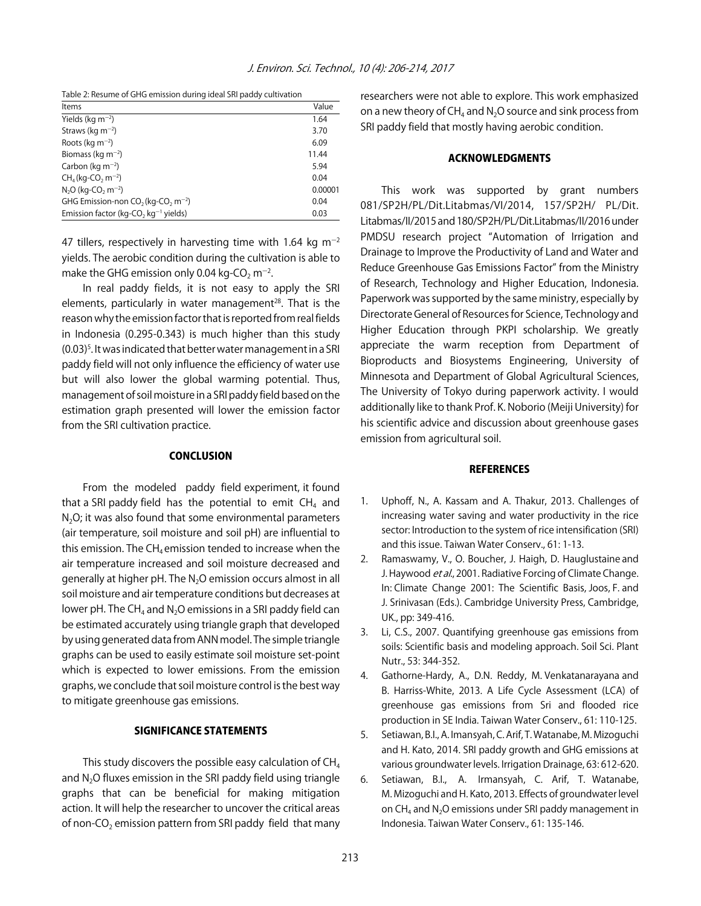Table 2: Resume of GHG emission during ideal SRI paddy cultivation

| Items | Value |
|---|---|
| Yields (kg $m^{-2}$) | 1.64 |
| Straws (kg $m^{-2}$) | 3.70 |
| Roots (kg $m^{-2}$) | 6.09 |
| Biomass (kg $m^{-2}$) | 11.44 |
| Carbon (kg $m^{-2}$) | 5.94 |
| $CH_4$ (kg-$CO_2$ $m^{-2}$) | 0.04 |
| $N_2O$ (kg-$CO_2$ $m^{-2}$) | 0.00001 |
| GHG Emission-non $CO_2$ (kg-$CO_2$ $m^{-2}$) | 0.04 |
| Emission factor (kg-$CO_2$ $kg^{-1}$ yields) | 0.03 |

47 tillers, respectively in harvesting time with 1.64 kg $m^{-2}$ yields. The aerobic condition during the cultivation is able to make the GHG emission only 0.04 kg-$CO_2$ $m^{-2}$.

In real paddy fields, it is not easy to apply the SRI elements, particularly in water management[28]. That is the reason why the emission factor that is reported from real fields in Indonesia (0.295-0.343) is much higher than this study (0.03)[5]. It was indicated that better water management in a SRI paddy field will not only influence the efficiency of water use but will also lower the global warming potential. Thus, management of soil moisture in a SRI paddy field based on the estimation graph presented will lower the emission factor from the SRI cultivation practice.

## CONCLUSION

From the modeled paddy field experiment, it found that a SRI paddy field has the potential to emit $CH_4$ and $N_2O$; it was also found that some environmental parameters (air temperature, soil moisture and soil pH) are influential to this emission. The $CH_4$ emission tended to increase when the air temperature increased and soil moisture decreased and generally at higher pH. The $N_2O$ emission occurs almost in all soil moisture and air temperature conditions but decreases at lower pH. The $CH_4$ and $N_2O$ emissions in a SRI paddy field can be estimated accurately using triangle graph that developed by using generated data from ANN model. The simple triangle graphs can be used to easily estimate soil moisture set-point which is expected to lower emissions. From the emission graphs, we conclude that soil moisture control is the best way to mitigate greenhouse gas emissions.

## SIGNIFICANCE STATEMENTS

This study discovers the possible easy calculation of $CH_4$ and $N_2O$ fluxes emission in the SRI paddy field using triangle graphs that can be beneficial for making mitigation action. It will help the researcher to uncover the critical areas of non-$CO_2$ emission pattern from SRI paddy field that many researchers were not able to explore. This work emphasized on a new theory of $CH_4$ and $N_2O$ source and sink process from SRI paddy field that mostly having aerobic condition.

## ACKNOWLEDGMENTS

This work was supported by grant numbers 081/SP2H/PL/Dit.Litabmas/VI/2014, 157/SP2H/ PL/Dit. Litabmas/II/2015 and 180/SP2H/PL/Dit.Litabmas/II/2016 under PMDSU research project "Automation of Irrigation and Drainage to Improve the Productivity of Land and Water and Reduce Greenhouse Gas Emissions Factor" from the Ministry of Research, Technology and Higher Education, Indonesia. Paperwork was supported by the same ministry, especially by Directorate General of Resources for Science, Technology and Higher Education through PKPI scholarship. We greatly appreciate the warm reception from Department of Bioproducts and Biosystems Engineering, University of Minnesota and Department of Global Agricultural Sciences, The University of Tokyo during paperwork activity. I would additionally like to thank Prof. K. Noborio (Meiji University) for his scientific advice and discussion about greenhouse gases emission from agricultural soil.

## REFERENCES

1. Uphoff, N., A. Kassam and A. Thakur, 2013. Challenges of increasing water saving and water productivity in the rice sector: Introduction to the system of rice intensification (SRI) and this issue. Taiwan Water Conserv., 61: 1-13.
2. Ramaswamy, V., O. Boucher, J. Haigh, D. Hauglustaine and J. Haywood *et al*., 2001. Radiative Forcing of Climate Change. In: Climate Change 2001: The Scientific Basis, Joos, F. and J. Srinivasan (Eds.). Cambridge University Press, Cambridge, UK., pp: 349-416.
3. Li, C.S., 2007. Quantifying greenhouse gas emissions from soils: Scientific basis and modeling approach. Soil Sci. Plant Nutr., 53: 344-352.
4. Gathorne-Hardy, A., D.N. Reddy, M. Venkatanarayana and B. Harriss-White, 2013. A Life Cycle Assessment (LCA) of greenhouse gas emissions from Sri and flooded rice production in SE India. Taiwan Water Conserv., 61: 110-125.
5. Setiawan, B.I., A. Imansyah, C. Arif, T. Watanabe, M. Mizoguchi and H. Kato, 2014. SRI paddy growth and GHG emissions at various groundwater levels. Irrigation Drainage, 63: 612-620.
6. Setiawan, B.I., A. Irmansyah, C. Arif, T. Watanabe, M. Mizoguchi and H. Kato, 2013. Effects of groundwater level on $CH_4$ and $N_2O$ emissions under SRI paddy management in Indonesia. Taiwan Water Conserv., 61: 135-146.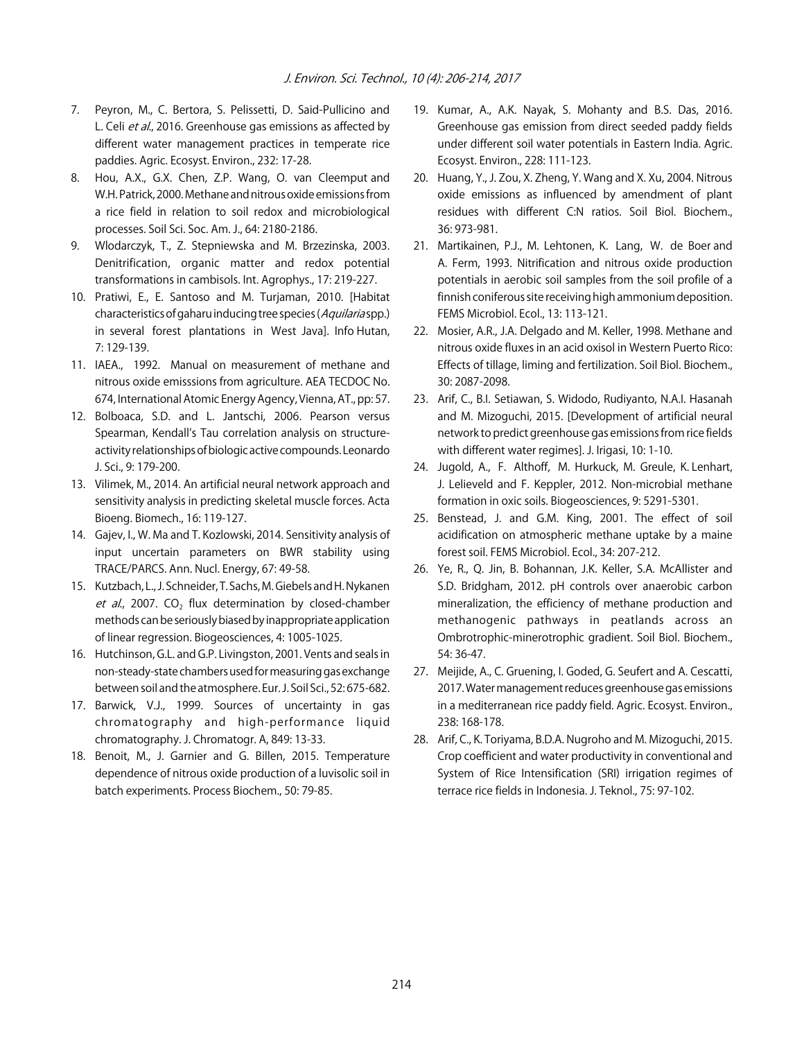7. Peyron, M., C. Bertora, S. Pelissetti, D. Said-Pullicino and L. Celi *et al*., 2016. Greenhouse gas emissions as affected by different water management practices in temperate rice paddies. Agric. Ecosyst. Environ., 232: 17-28.
8. Hou, A.X., G.X. Chen, Z.P. Wang, O. van Cleemput and W.H. Patrick, 2000. Methane and nitrous oxide emissions from a rice field in relation to soil redox and microbiological processes. Soil Sci. Soc. Am. J., 64: 2180-2186.
9. Wlodarczyk, T., Z. Stepniewska and M. Brzezinska, 2003. Denitrification, organic matter and redox potential transformations in cambisols. Int. Agrophys., 17: 219-227.
10. Pratiwi, E., E. Santoso and M. Turjaman, 2010. [Habitat characteristics of gaharu inducing tree species (*Aquilaria* spp.) in several forest plantations in West Java]. Info Hutan, 7: 129-139.
11. IAEA., 1992. Manual on measurement of methane and nitrous oxide emisssions from agriculture. AEA TECDOC No. 674, International Atomic Energy Agency, Vienna, AT., pp: 57.
12. Bolboaca, S.D. and L. Jantschi, 2006. Pearson versus Spearman, Kendall's Tau correlation analysis on structure-activity relationships of biologic active compounds. Leonardo J. Sci., 9: 179-200.
13. Vilimek, M., 2014. An artificial neural network approach and sensitivity analysis in predicting skeletal muscle forces. Acta Bioeng. Biomech., 16: 119-127.
14. Gajev, I., W. Ma and T. Kozlowski, 2014. Sensitivity analysis of input uncertain parameters on BWR stability using TRACE/PARCS. Ann. Nucl. Energy, 67: 49-58.
15. Kutzbach, L., J. Schneider, T. Sachs, M. Giebels and H. Nykanen *et al*., 2007. $CO_2$ flux determination by closed-chamber methods can be seriously biased by inappropriate application of linear regression. Biogeosciences, 4: 1005-1025.
16. Hutchinson, G.L. and G.P. Livingston, 2001. Vents and seals in non-steady-state chambers used for measuring gas exchange between soil and the atmosphere. Eur. J. Soil Sci., 52: 675-682.
17. Barwick, V.J., 1999. Sources of uncertainty in gas chromatography and high-performance liquid chromatography. J. Chromatogr. A, 849: 13-33.
18. Benoit, M., J. Garnier and G. Billen, 2015. Temperature dependence of nitrous oxide production of a luvisolic soil in batch experiments. Process Biochem., 50: 79-85.
19. Kumar, A., A.K. Nayak, S. Mohanty and B.S. Das, 2016. Greenhouse gas emission from direct seeded paddy fields under different soil water potentials in Eastern India. Agric. Ecosyst. Environ., 228: 111-123.
20. Huang, Y., J. Zou, X. Zheng, Y. Wang and X. Xu, 2004. Nitrous oxide emissions as influenced by amendment of plant residues with different C:N ratios. Soil Biol. Biochem., 36: 973-981.
21. Martikainen, P.J., M. Lehtonen, K. Lang, W. de Boer and A. Ferm, 1993. Nitrification and nitrous oxide production potentials in aerobic soil samples from the soil profile of a finnish coniferous site receiving high ammonium deposition. FEMS Microbiol. Ecol., 13: 113-121.
22. Mosier, A.R., J.A. Delgado and M. Keller, 1998. Methane and nitrous oxide fluxes in an acid oxisol in Western Puerto Rico: Effects of tillage, liming and fertilization. Soil Biol. Biochem., 30: 2087-2098.
23. Arif, C., B.I. Setiawan, S. Widodo, Rudiyanto, N.A.I. Hasanah and M. Mizoguchi, 2015. [Development of artificial neural network to predict greenhouse gas emissions from rice fields with different water regimes]. J. Irigasi, 10: 1-10.
24. Jugold, A., F. Althoff, M. Hurkuck, M. Greule, K. Lenhart, J. Lelieveld and F. Keppler, 2012. Non-microbial methane formation in oxic soils. Biogeosciences, 9: 5291-5301.
25. Benstead, J. and G.M. King, 2001. The effect of soil acidification on atmospheric methane uptake by a maine forest soil. FEMS Microbiol. Ecol., 34: 207-212.
26. Ye, R., Q. Jin, B. Bohannan, J.K. Keller, S.A. McAllister and S.D. Bridgham, 2012. pH controls over anaerobic carbon mineralization, the efficiency of methane production and methanogenic pathways in peatlands across an Ombrotrophic-minerotrophic gradient. Soil Biol. Biochem., 54: 36-47.
27. Meijide, A., C. Gruening, I. Goded, G. Seufert and A. Cescatti, 2017. Water management reduces greenhouse gas emissions in a mediterranean rice paddy field. Agric. Ecosyst. Environ., 238: 168-178.
28. Arif, C., K. Toriyama, B.D.A. Nugroho and M. Mizoguchi, 2015. Crop coefficient and water productivity in conventional and System of Rice Intensification (SRI) irrigation regimes of terrace rice fields in Indonesia. J. Teknol., 75: 97-102.